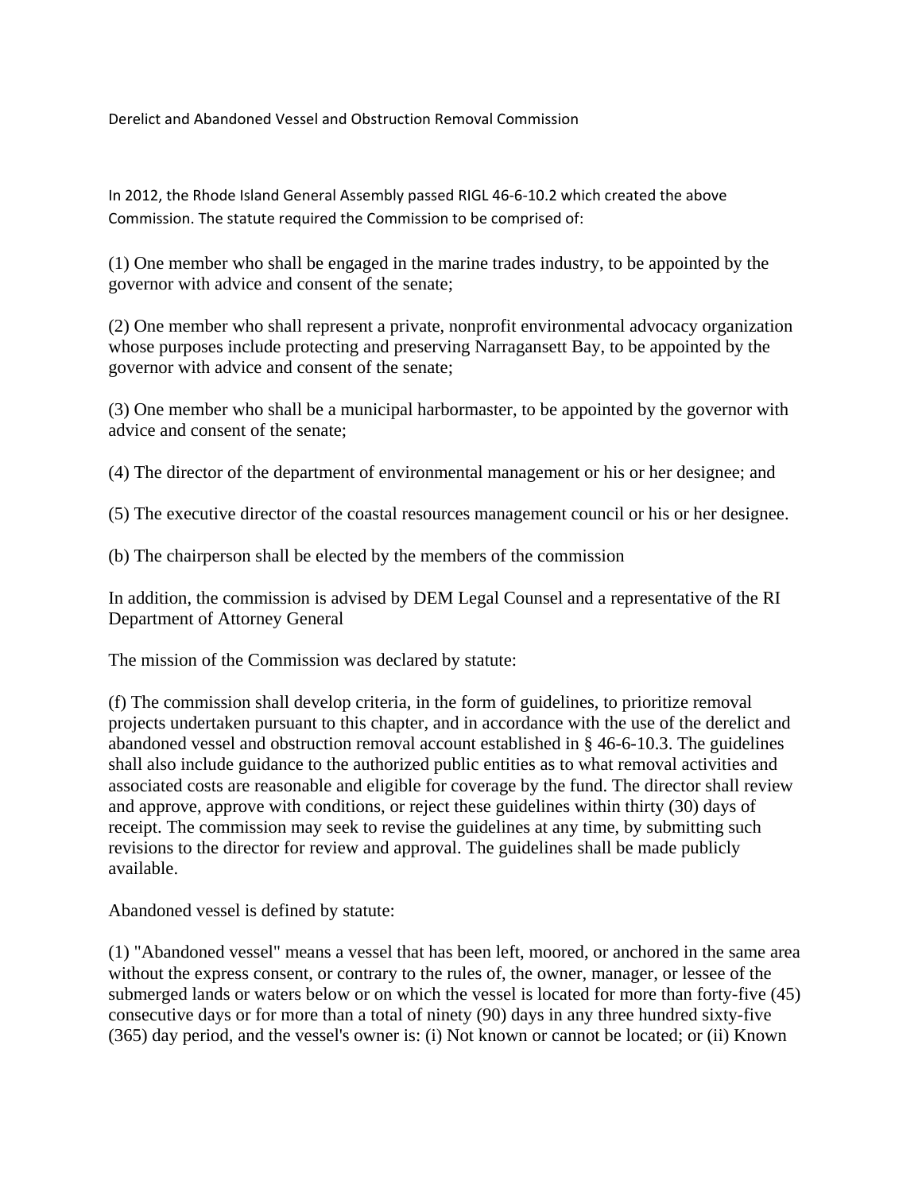Derelict and Abandoned Vessel and Obstruction Removal Commission

In 2012, the Rhode Island General Assembly passed RIGL 46-6-10.2 which created the above Commission. The statute required the Commission to be comprised of:

(1) One member who shall be engaged in the marine trades industry, to be appointed by the governor with advice and consent of the senate;

(2) One member who shall represent a private, nonprofit environmental advocacy organization whose purposes include protecting and preserving Narragansett Bay, to be appointed by the governor with advice and consent of the senate;

(3) One member who shall be a municipal harbormaster, to be appointed by the governor with advice and consent of the senate;

(4) The director of the department of environmental management or his or her designee; and

(5) The executive director of the coastal resources management council or his or her designee.

(b) The chairperson shall be elected by the members of the commission

In addition, the commission is advised by DEM Legal Counsel and a representative of the RI Department of Attorney General

The mission of the Commission was declared by statute:

(f) The commission shall develop criteria, in the form of guidelines, to prioritize removal projects undertaken pursuant to this chapter, and in accordance with the use of the derelict and abandoned vessel and obstruction removal account established in § 46-6-10.3. The guidelines shall also include guidance to the authorized public entities as to what removal activities and associated costs are reasonable and eligible for coverage by the fund. The director shall review and approve, approve with conditions, or reject these guidelines within thirty (30) days of receipt. The commission may seek to revise the guidelines at any time, by submitting such revisions to the director for review and approval. The guidelines shall be made publicly available.

Abandoned vessel is defined by statute:

(1) "Abandoned vessel" means a vessel that has been left, moored, or anchored in the same area without the express consent, or contrary to the rules of, the owner, manager, or lessee of the submerged lands or waters below or on which the vessel is located for more than forty-five (45) consecutive days or for more than a total of ninety (90) days in any three hundred sixty-five (365) day period, and the vessel's owner is: (i) Not known or cannot be located; or (ii) Known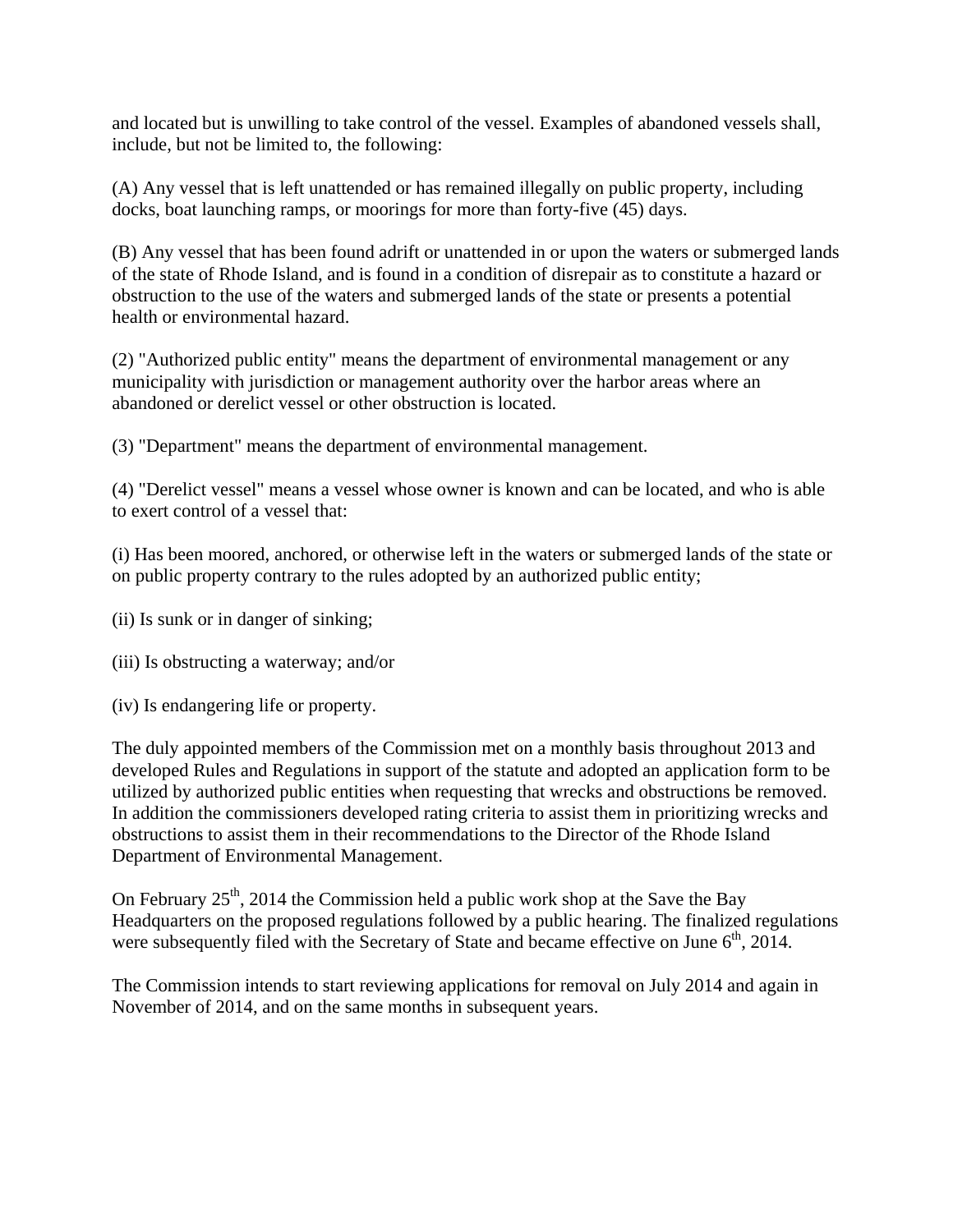and located but is unwilling to take control of the vessel. Examples of abandoned vessels shall, include, but not be limited to, the following:

(A) Any vessel that is left unattended or has remained illegally on public property, including docks, boat launching ramps, or moorings for more than forty-five (45) days.

(B) Any vessel that has been found adrift or unattended in or upon the waters or submerged lands of the state of Rhode Island, and is found in a condition of disrepair as to constitute a hazard or obstruction to the use of the waters and submerged lands of the state or presents a potential health or environmental hazard.

(2) "Authorized public entity" means the department of environmental management or any municipality with jurisdiction or management authority over the harbor areas where an abandoned or derelict vessel or other obstruction is located.

(3) "Department" means the department of environmental management.

(4) "Derelict vessel" means a vessel whose owner is known and can be located, and who is able to exert control of a vessel that:

(i) Has been moored, anchored, or otherwise left in the waters or submerged lands of the state or on public property contrary to the rules adopted by an authorized public entity;

(ii) Is sunk or in danger of sinking;

(iii) Is obstructing a waterway; and/or

(iv) Is endangering life or property.

The duly appointed members of the Commission met on a monthly basis throughout 2013 and developed Rules and Regulations in support of the statute and adopted an application form to be utilized by authorized public entities when requesting that wrecks and obstructions be removed. In addition the commissioners developed rating criteria to assist them in prioritizing wrecks and obstructions to assist them in their recommendations to the Director of the Rhode Island Department of Environmental Management.

On February 25th, 2014 the Commission held a public work shop at the Save the Bay Headquarters on the proposed regulations followed by a public hearing. The finalized regulations were subsequently filed with the Secretary of State and became effective on June 6th, 2014.

The Commission intends to start reviewing applications for removal on July 2014 and again in November of 2014, and on the same months in subsequent years.